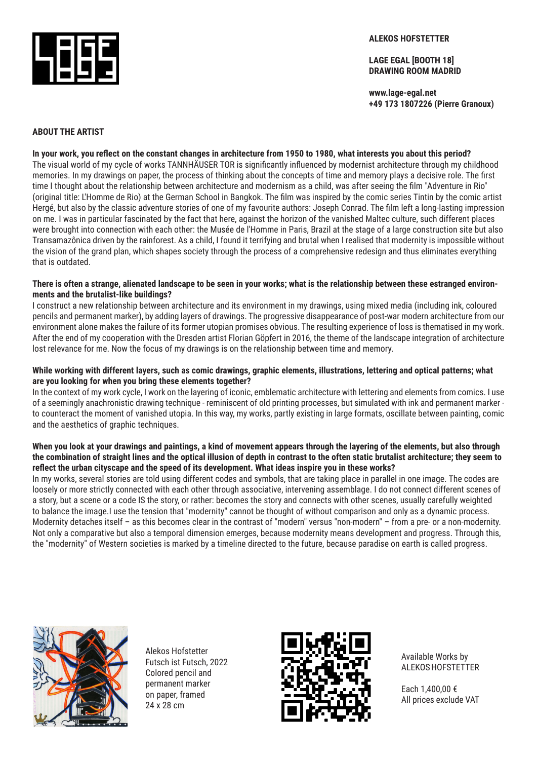**ALEKOS HOFSTETTER**

**LAGE EGAL [BOOTH 18]**
**DRAWING ROOM MADRID**

**www.lage-egal.net**
**+49 173 1807226 (Pierre Granoux)**

## ABOUT THE ARTIST

**In your work, you reflect on the constant changes in architecture from 1950 to 1980, what interests you about this period?**
The visual world of my cycle of works TANNHÄUSER TOR is significantly influenced by modernist architecture through my childhood memories. In my drawings on paper, the process of thinking about the concepts of time and memory plays a decisive role. The first time I thought about the relationship between architecture and modernism as a child, was after seeing the film "Adventure in Rio" (original title: L'Homme de Rio) at the German School in Bangkok. The film was inspired by the comic series Tintin by the comic artist Hergé, but also by the classic adventure stories of one of my favourite authors: Joseph Conrad. The film left a long-lasting impression on me. I was in particular fascinated by the fact that here, against the horizon of the vanished Maltec culture, such different places were brought into connection with each other: the Musée de l'Homme in Paris, Brazil at the stage of a large construction site but also Transamazônica driven by the rainforest. As a child, I found it terrifying and brutal when I realised that modernity is impossible without the vision of the grand plan, which shapes society through the process of a comprehensive redesign and thus eliminates everything that is outdated.

**There is often a strange, alienated landscape to be seen in your works; what is the relationship between these estranged environments and the brutalist-like buildings?**
I construct a new relationship between architecture and its environment in my drawings, using mixed media (including ink, coloured pencils and permanent marker), by adding layers of drawings. The progressive disappearance of post-war modern architecture from our environment alone makes the failure of its former utopian promises obvious. The resulting experience of loss is thematised in my work. After the end of my cooperation with the Dresden artist Florian Göpfert in 2016, the theme of the landscape integration of architecture lost relevance for me. Now the focus of my drawings is on the relationship between time and memory.

**While working with different layers, such as comic drawings, graphic elements, illustrations, lettering and optical patterns; what are you looking for when you bring these elements together?**
In the context of my work cycle, I work on the layering of iconic, emblematic architecture with lettering and elements from comics. I use of a seemingly anachronistic drawing technique - reminiscent of old printing processes, but simulated with ink and permanent marker - to counteract the moment of vanished utopia. In this way, my works, partly existing in large formats, oscillate between painting, comic and the aesthetics of graphic techniques.

**When you look at your drawings and paintings, a kind of movement appears through the layering of the elements, but also through the combination of straight lines and the optical illusion of depth in contrast to the often static brutalist architecture; they seem to reflect the urban cityscape and the speed of its development. What ideas inspire you in these works?**
In my works, several stories are told using different codes and symbols, that are taking place in parallel in one image. The codes are loosely or more strictly connected with each other through associative, intervening assemblage. I do not connect different scenes of a story, but a scene or a code IS the story, or rather: becomes the story and connects with other scenes, usually carefully weighted to balance the image.I use the tension that "modernity" cannot be thought of without comparison and only as a dynamic process. Modernity detaches itself – as this becomes clear in the contrast of "modern" versus "non-modern" – from a pre- or a non-modernity. Not only a comparative but also a temporal dimension emerges, because modernity means development and progress. Through this, the "modernity" of Western societies is marked by a timeline directed to the future, because paradise on earth is called progress.

Alekos Hofstetter
Futsch ist Futsch, 2022
Colored pencil and permanent marker on paper, framed
24 x 28 cm

Available Works by ALEKOS HOFSTETTER

Each 1,400,00 €
All prices exclude VAT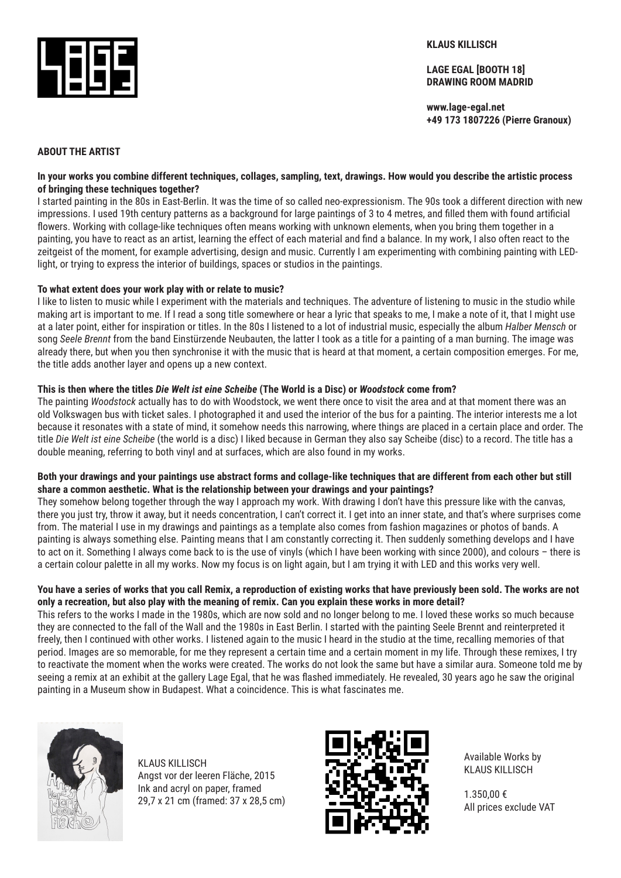**KLAUS KILLISCH**

**LAGE EGAL [BOOTH 18]**
**DRAWING ROOM MADRID**

**www.lage-egal.net**
**+49 173 1807226 (Pierre Granoux)**

## ABOUT THE ARTIST

**In your works you combine different techniques, collages, sampling, text, drawings. How would you describe the artistic process of bringing these techniques together?**

I started painting in the 80s in East-Berlin. It was the time of so called neo-expressionism. The 90s took a different direction with new impressions. I used 19th century patterns as a background for large paintings of 3 to 4 metres, and filled them with found artificial flowers. Working with collage-like techniques often means working with unknown elements, when you bring them together in a painting, you have to react as an artist, learning the effect of each material and find a balance. In my work, I also often react to the zeitgeist of the moment, for example advertising, design and music. Currently I am experimenting with combining painting with LED-light, or trying to express the interior of buildings, spaces or studios in the paintings.

**To what extent does your work play with or relate to music?**

I like to listen to music while I experiment with the materials and techniques. The adventure of listening to music in the studio while making art is important to me. If I read a song title somewhere or hear a lyric that speaks to me, I make a note of it, that I might use at a later point, either for inspiration or titles. In the 80s I listened to a lot of industrial music, especially the album *Halber Mensch* or song *Seele Brennt* from the band Einstürzende Neubauten, the latter I took as a title for a painting of a man burning. The image was already there, but when you then synchronise it with the music that is heard at that moment, a certain composition emerges. For me, the title adds another layer and opens up a new context.

**This is then where the titles *Die Welt ist eine Scheibe* (The World is a Disc) or *Woodstock* come from?**

The painting *Woodstock* actually has to do with Woodstock, we went there once to visit the area and at that moment there was an old Volkswagen bus with ticket sales. I photographed it and used the interior of the bus for a painting. The interior interests me a lot because it resonates with a state of mind, it somehow needs this narrowing, where things are placed in a certain place and order. The title *Die Welt ist eine Scheibe* (the world is a disc) I liked because in German they also say Scheibe (disc) to a record. The title has a double meaning, referring to both vinyl and at surfaces, which are also found in my works.

**Both your drawings and your paintings use abstract forms and collage-like techniques that are different from each other but still share a common aesthetic. What is the relationship between your drawings and your paintings?**

They somehow belong together through the way I approach my work. With drawing I don't have this pressure like with the canvas, there you just try, throw it away, but it needs concentration, I can't correct it. I get into an inner state, and that's where surprises come from. The material I use in my drawings and paintings as a template also comes from fashion magazines or photos of bands. A painting is always something else. Painting means that I am constantly correcting it. Then suddenly something develops and I have to act on it. Something I always come back to is the use of vinyls (which I have been working with since 2000), and colours – there is a certain colour palette in all my works. Now my focus is on light again, but I am trying it with LED and this works very well.

**You have a series of works that you call Remix, a reproduction of existing works that have previously been sold. The works are not only a recreation, but also play with the meaning of remix. Can you explain these works in more detail?**

This refers to the works I made in the 1980s, which are now sold and no longer belong to me. I loved these works so much because they are connected to the fall of the Wall and the 1980s in East Berlin. I started with the painting Seele Brennt and reinterpreted it freely, then I continued with other works. I listened again to the music I heard in the studio at the time, recalling memories of that period. Images are so memorable, for me they represent a certain time and a certain moment in my life. Through these remixes, I try to reactivate the moment when the works were created. The works do not look the same but have a similar aura. Someone told me by seeing a remix at an exhibit at the gallery Lage Egal, that he was flashed immediately. He revealed, 30 years ago he saw the original painting in a Museum show in Budapest. What a coincidence. This is what fascinates me.

KLAUS KILLISCH
Angst vor der leeren Fläche, 2015
Ink and acryl on paper, framed
29,7 x 21 cm (framed: 37 x 28,5 cm)

Available Works by
KLAUS KILLISCH

1.350,00 €
All prices exclude VAT